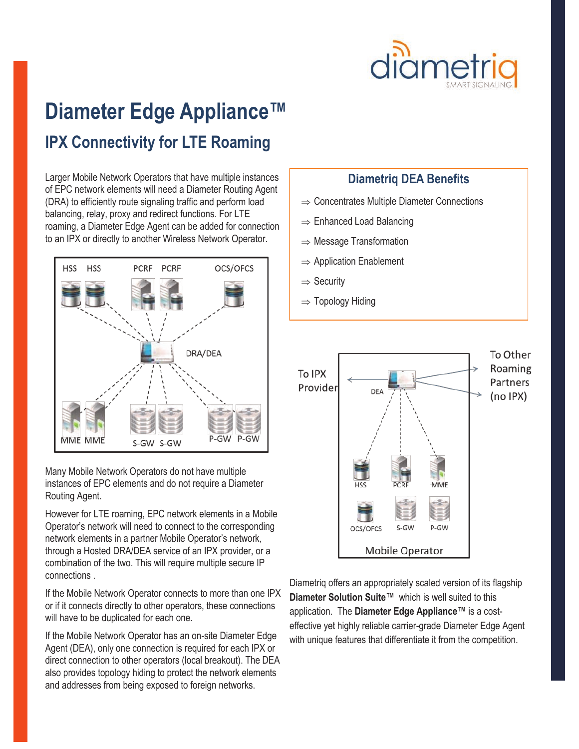# Diameter Edge Appliance™

## IPX Connectivity for LTE Roaming

Larger Mobile Network Operators that have multiple instances of EPC network elements will need a Diameter Routing Agent (DRA) to efficiently route signaling traffic and perform load balancing, relay, proxy and redirect functions. For LTE roaming, a Diameter Edge Agent can be added for connection to an IPX or directly to another Wireless Network Operator.

Many Mobile Network Operators do not have multiple instances of EPC elements and do not require a Diameter Routing Agent.

However for LTE roaming, EPC network elements in a Mobile Operator's network will need to connect to the corresponding network elements in a partner Mobile Operator's network, through a Hosted DRA/DEA service of an IPX provider, or a combination of the two. This will require multiple secure IP connections .

If the Mobile Network Operator connects to more than one IPX or if it connects directly to other operators, these connections will have to be duplicated for each one.

If the Mobile Network Operator has an on-site Diameter Edge Agent (DEA), only one connection is required for each IPX or direct connection to other operators (local breakout). The DEA also provides topology hiding to protect the network elements and addresses from being exposed to foreign networks.

### Diametriq DEA Benefits

- ⇒ Concentrates Multiple Diameter Connections
- ⇒ Enhanced Load Balancing
- ⇒ Message Transformation
- ⇒ Application Enablement
- ⇒ Security
- ⇒ Topology Hiding

Diametriq offers an appropriately scaled version of its flagship **Diameter Solution Suite™** which is well suited to this application. The **Diameter Edge Appliance™** is a cost-effective yet highly reliable carrier-grade Diameter Edge Agent with unique features that differentiate it from the competition.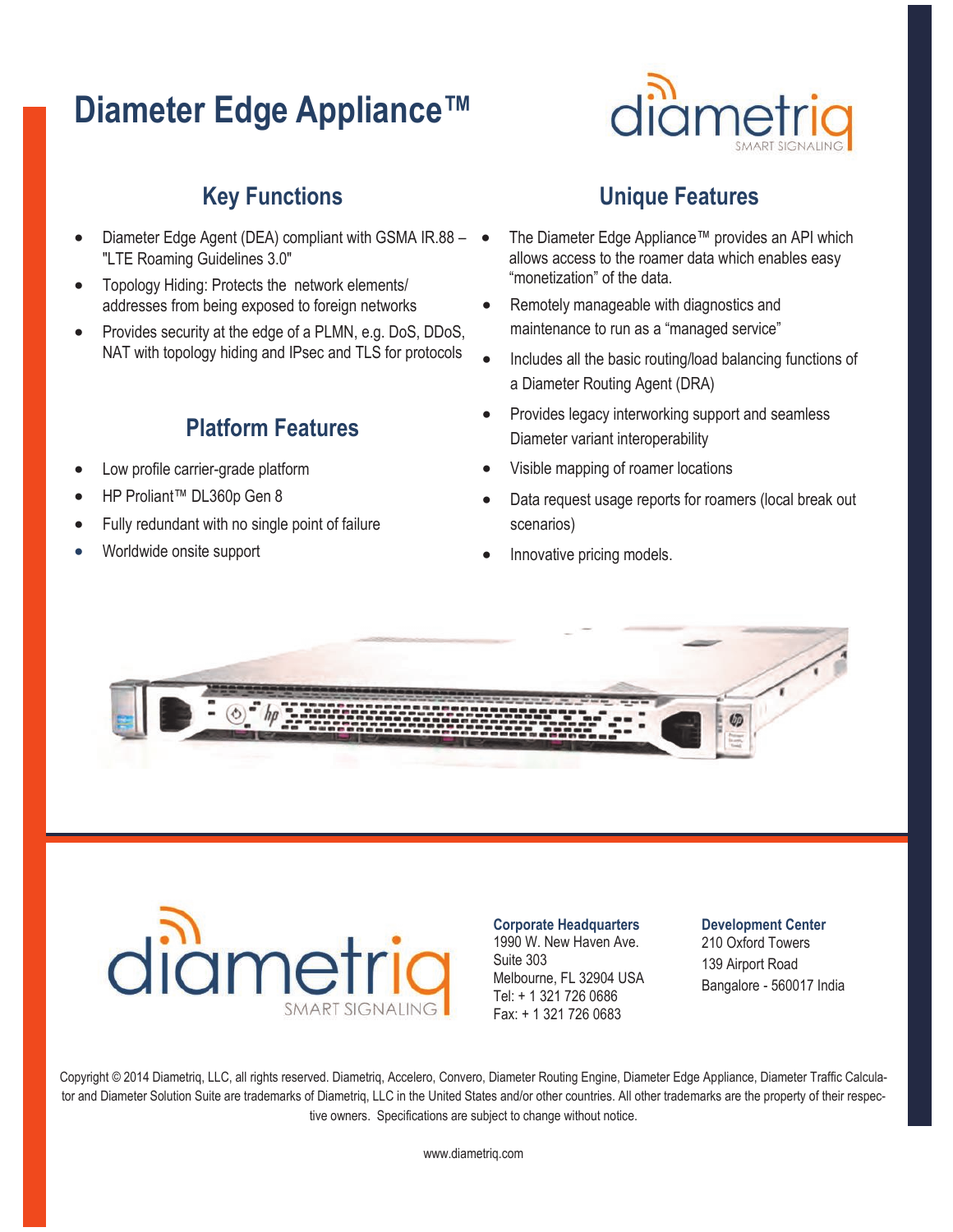# Diameter Edge Appliance™

diametriq
SMART SIGNALING

## Key Functions

- Diameter Edge Agent (DEA) compliant with GSMA IR.88 – "LTE Roaming Guidelines 3.0"
- Topology Hiding: Protects the network elements/ addresses from being exposed to foreign networks
- Provides security at the edge of a PLMN, e.g. DoS, DDoS, NAT with topology hiding and IPsec and TLS for protocols

## Platform Features

- Low profile carrier-grade platform
- HP Proliant™ DL360p Gen 8
- Fully redundant with no single point of failure
- Worldwide onsite support

## Unique Features

- The Diameter Edge Appliance™ provides an API which allows access to the roamer data which enables easy "monetization" of the data.
- Remotely manageable with diagnostics and maintenance to run as a "managed service"
- Includes all the basic routing/load balancing functions of a Diameter Routing Agent (DRA)
- Provides legacy interworking support and seamless Diameter variant interoperability
- Visible mapping of roamer locations
- Data request usage reports for roamers (local break out scenarios)
- Innovative pricing models.

diametriq
SMART SIGNALING

**Corporate Headquarters**
1990 W. New Haven Ave.
Suite 303
Melbourne, FL 32904 USA
Tel: + 1 321 726 0686
Fax: + 1 321 726 0683

**Development Center**
210 Oxford Towers
139 Airport Road
Bangalore - 560017 India

Copyright © 2014 Diametriq, LLC, all rights reserved. Diametriq, Accelero, Convero, Diameter Routing Engine, Diameter Edge Appliance, Diameter Traffic Calculator and Diameter Solution Suite are trademarks of Diametriq, LLC in the United States and/or other countries. All other trademarks are the property of their respective owners. Specifications are subject to change without notice.

www.diametriq.com